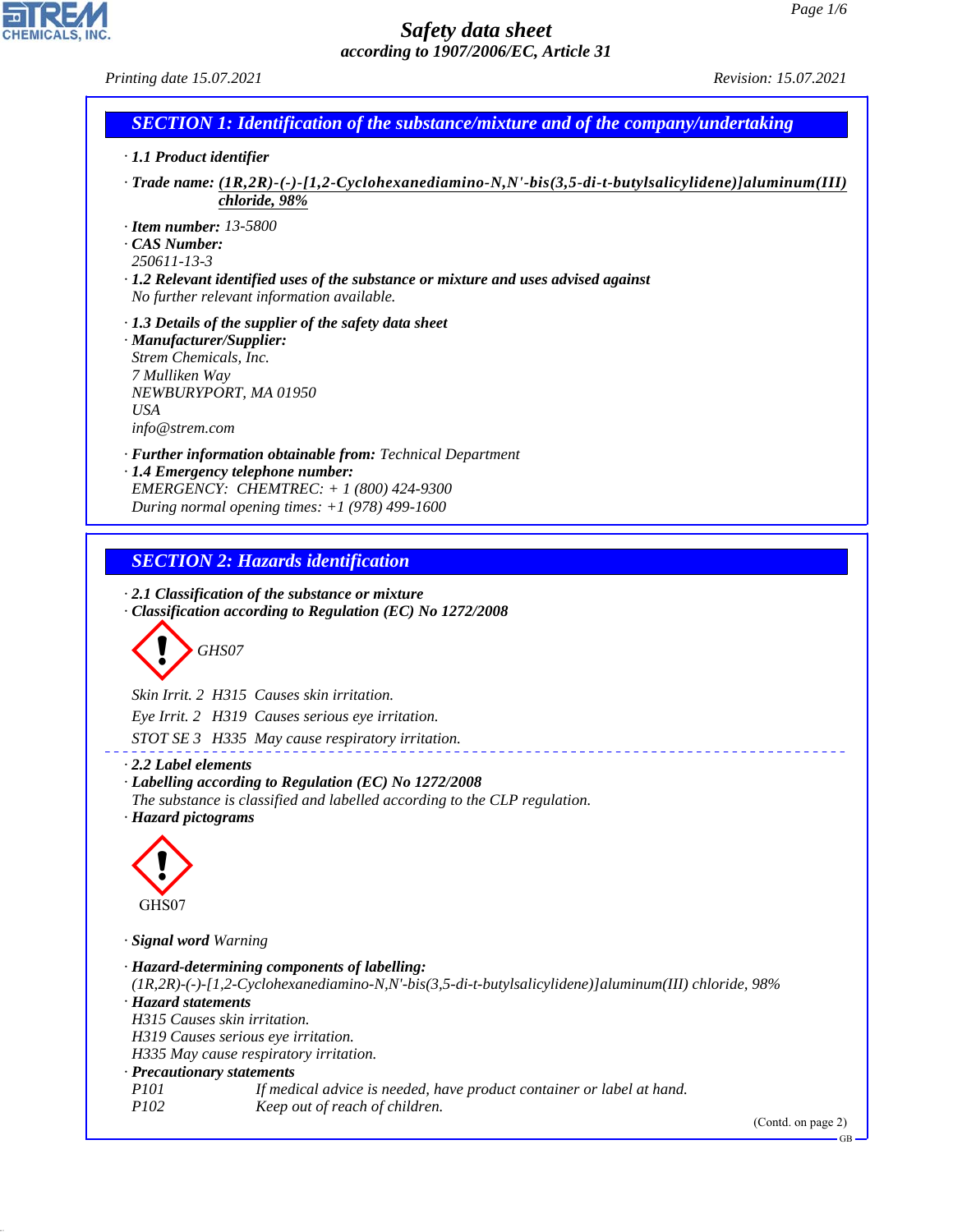# Safety data sheet

*according to 1907/2006/EC, Article 31*

Printing date 15.07.2021 Revision: 15.07.2021

## SECTION 1: Identification of the substance/mixture and of the company/undertaking

· **1.1 Product identifier**

· **Trade name:** **(1R,2R)-(-)-[1,2-Cyclohexanediamino-N,N'-bis(3,5-di-t-butylsalicylidene)]aluminum(III) chloride, 98%**

· **Item number:** 13-5800
· **CAS Number:**
250611-13-3
· **1.2 Relevant identified uses of the substance or mixture and uses advised against**
No further relevant information available.

· **1.3 Details of the supplier of the safety data sheet**
· **Manufacturer/Supplier:**
Strem Chemicals, Inc.
7 Mulliken Way
NEWBURYPORT, MA 01950
USA
info@strem.com

· **Further information obtainable from:** Technical Department
· **1.4 Emergency telephone number:**
EMERGENCY: CHEMTREC: + 1 (800) 424-9300
During normal opening times: +1 (978) 499-1600

## SECTION 2: Hazards identification

· **2.1 Classification of the substance or mixture**
· **Classification according to Regulation (EC) No 1272/2008**

GHS07

Skin Irrit. 2 H315 Causes skin irritation.

Eye Irrit. 2 H319 Causes serious eye irritation.

STOT SE 3 H335 May cause respiratory irritation.

· **2.2 Label elements**
· **Labelling according to Regulation (EC) No 1272/2008**
The substance is classified and labelled according to the CLP regulation.
· **Hazard pictograms**

GHS07

· **Signal word** Warning

· **Hazard-determining components of labelling:**
(1R,2R)-(-)-[1,2-Cyclohexanediamino-N,N'-bis(3,5-di-t-butylsalicylidene)]aluminum(III) chloride, 98%
· **Hazard statements**
H315 Causes skin irritation.
H319 Causes serious eye irritation.
H335 May cause respiratory irritation.
· **Precautionary statements**

P101 If medical advice is needed, have product container or label at hand.
P102 Keep out of reach of children.

(Contd. on page 2)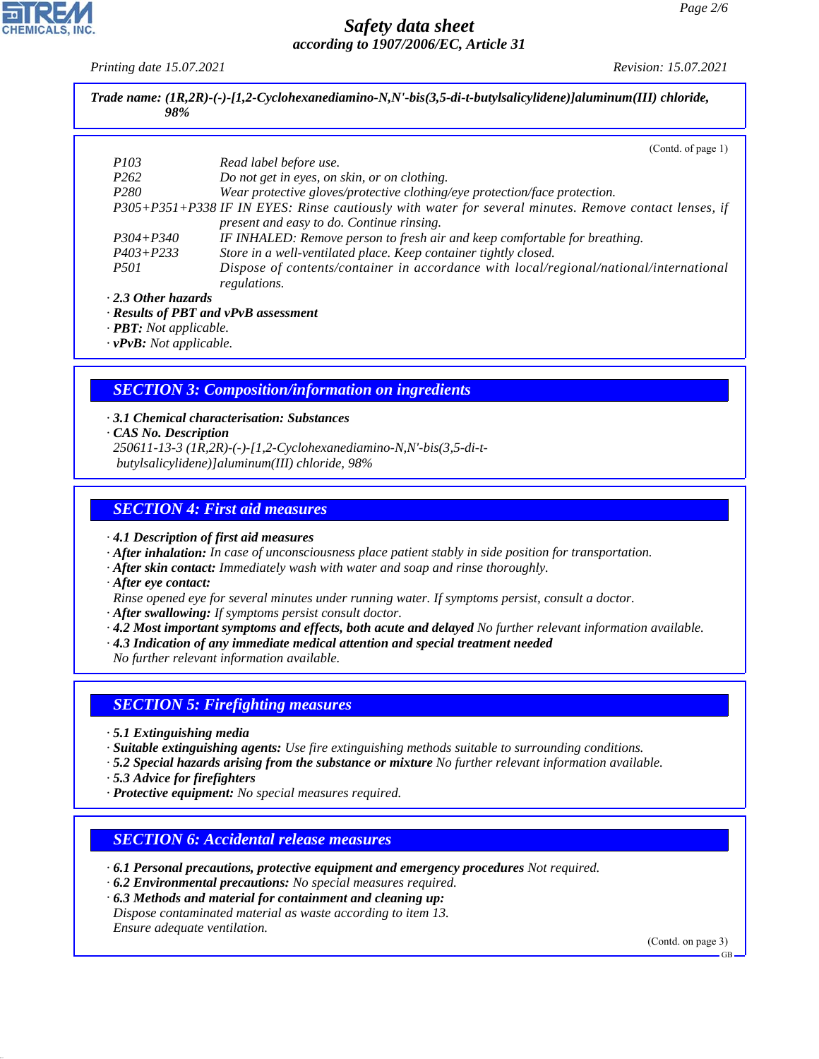**Trade name: (1R,2R)-(-)-[1,2-Cyclohexanediamino-N,N'-bis(3,5-di-t-butylsalicylidene)]aluminum(III) chloride, 98%**

(Contd. of page 1)

| | |
|---|---|
| P103 | Read label before use. |
| P262 | Do not get in eyes, on skin, or on clothing. |
| P280 | Wear protective gloves/protective clothing/eye protection/face protection. |
| P305+P351+P338 | IF IN EYES: Rinse cautiously with water for several minutes. Remove contact lenses, if present and easy to do. Continue rinsing. |
| P304+P340 | IF INHALED: Remove person to fresh air and keep comfortable for breathing. |
| P403+P233 | Store in a well-ventilated place. Keep container tightly closed. |
| P501 | Dispose of contents/container in accordance with local/regional/national/international regulations. |

· **2.3 Other hazards**
· **Results of PBT and vPvB assessment**
· **PBT:** Not applicable.
· **vPvB:** Not applicable.

## SECTION 3: Composition/information on ingredients

· **3.1 Chemical characterisation: Substances**
· **CAS No. Description**
250611-13-3 (1R,2R)-(-)-[1,2-Cyclohexanediamino-N,N'-bis(3,5-di-t-butylsalicylidene)]aluminum(III) chloride, 98%

## SECTION 4: First aid measures

· **4.1 Description of first aid measures**
· **After inhalation:** In case of unconsciousness place patient stably in side position for transportation.
· **After skin contact:** Immediately wash with water and soap and rinse thoroughly.
· **After eye contact:**
Rinse opened eye for several minutes under running water. If symptoms persist, consult a doctor.
· **After swallowing:** If symptoms persist consult doctor.
· **4.2 Most important symptoms and effects, both acute and delayed** No further relevant information available.
· **4.3 Indication of any immediate medical attention and special treatment needed**
No further relevant information available.

## SECTION 5: Firefighting measures

· **5.1 Extinguishing media**
· **Suitable extinguishing agents:** Use fire extinguishing methods suitable to surrounding conditions.
· **5.2 Special hazards arising from the substance or mixture** No further relevant information available.
· **5.3 Advice for firefighters**
· **Protective equipment:** No special measures required.

## SECTION 6: Accidental release measures

· **6.1 Personal precautions, protective equipment and emergency procedures** Not required.
· **6.2 Environmental precautions:** No special measures required.
· **6.3 Methods and material for containment and cleaning up:**
Dispose contaminated material as waste according to item 13.
Ensure adequate ventilation.

(Contd. on page 3)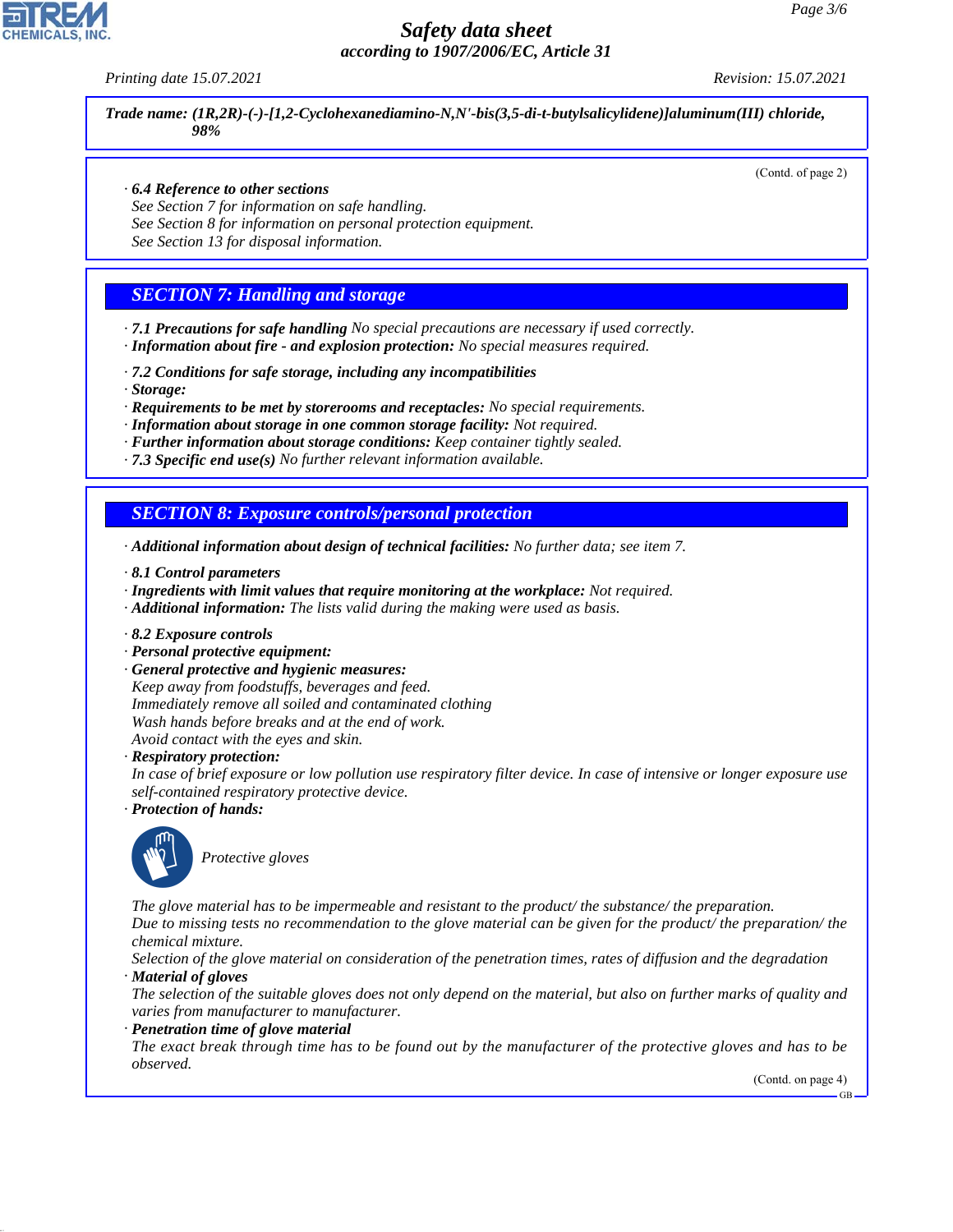**Trade name: (1R,2R)-(-)-[1,2-Cyclohexanediamino-N,N'-bis(3,5-di-t-butylsalicylidene)]aluminum(III) chloride, 98%**

(Contd. of page 2)

· **6.4 Reference to other sections**
See Section 7 for information on safe handling.
See Section 8 for information on personal protection equipment.
See Section 13 for disposal information.

## SECTION 7: Handling and storage

· **7.1 Precautions for safe handling** No special precautions are necessary if used correctly.
· **Information about fire - and explosion protection:** No special measures required.

· **7.2 Conditions for safe storage, including any incompatibilities**
· **Storage:**
· **Requirements to be met by storerooms and receptacles:** No special requirements.
· **Information about storage in one common storage facility:** Not required.
· **Further information about storage conditions:** Keep container tightly sealed.
· **7.3 Specific end use(s)** No further relevant information available.

## SECTION 8: Exposure controls/personal protection

· **Additional information about design of technical facilities:** No further data; see item 7.

· **8.1 Control parameters**
· **Ingredients with limit values that require monitoring at the workplace:** Not required.
· **Additional information:** The lists valid during the making were used as basis.

· **8.2 Exposure controls**
· **Personal protective equipment:**
· **General protective and hygienic measures:**
Keep away from foodstuffs, beverages and feed.
Immediately remove all soiled and contaminated clothing
Wash hands before breaks and at the end of work.
Avoid contact with the eyes and skin.
· **Respiratory protection:**
In case of brief exposure or low pollution use respiratory filter device. In case of intensive or longer exposure use self-contained respiratory protective device.
· **Protection of hands:**

Protective gloves

The glove material has to be impermeable and resistant to the product/ the substance/ the preparation.
Due to missing tests no recommendation to the glove material can be given for the product/ the preparation/ the chemical mixture.
Selection of the glove material on consideration of the penetration times, rates of diffusion and the degradation
· **Material of gloves**
The selection of the suitable gloves does not only depend on the material, but also on further marks of quality and varies from manufacturer to manufacturer.
· **Penetration time of glove material**
The exact break through time has to be found out by the manufacturer of the protective gloves and has to be observed.

(Contd. on page 4)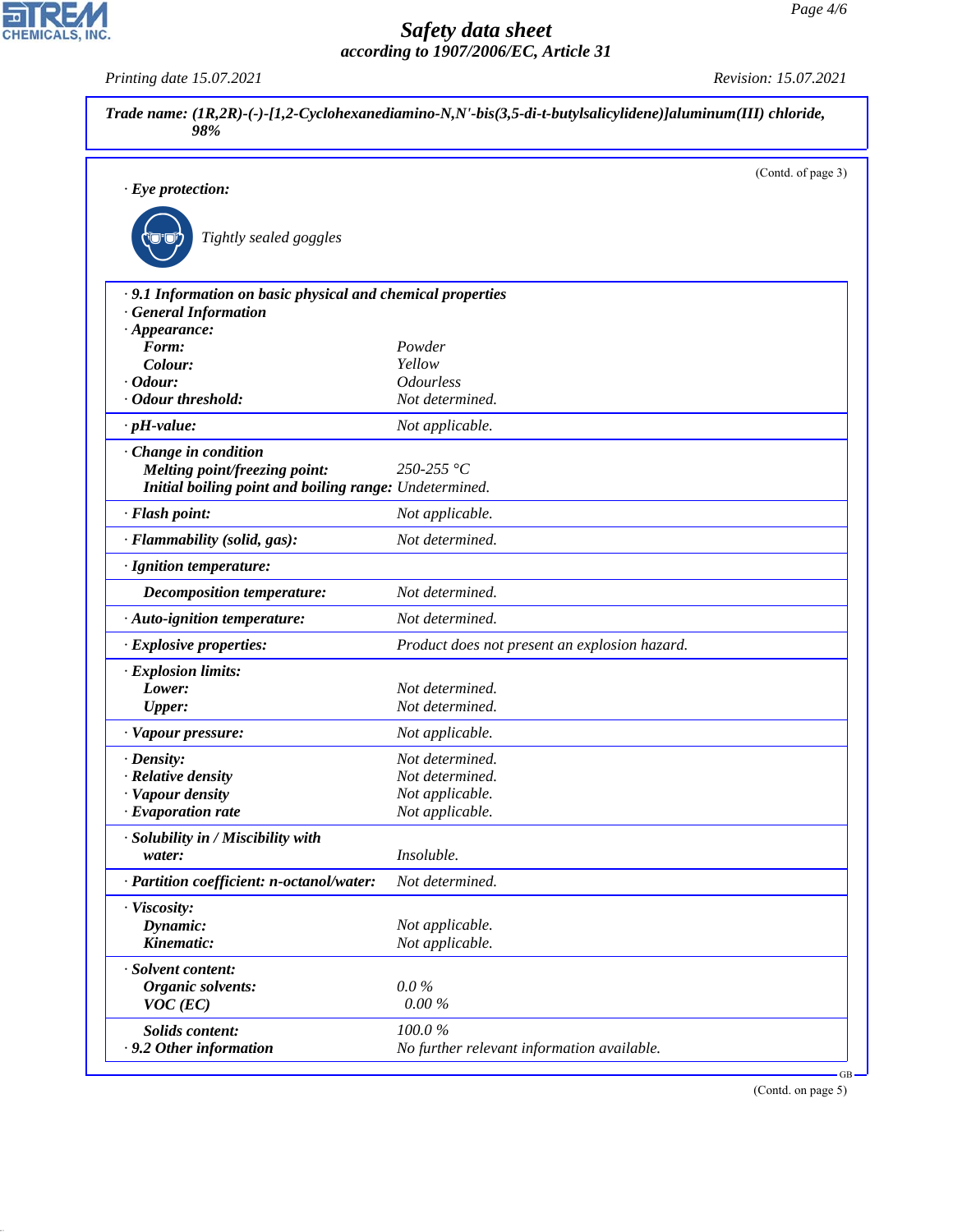**Trade name: (1R,2R)-(-)-[1,2-Cyclohexanediamino-N,N'-bis(3,5-di-t-butylsalicylidene)]aluminum(III) chloride, 98%**

(Contd. of page 3)

· **Eye protection:**

Tightly sealed goggles

| | |
|---|---|
| · **9.1 Information on basic physical and chemical properties** | |
| · **General Information** | |
| · **Appearance:** | |
| **Form:** | Powder |
| **Colour:** | Yellow |
| · **Odour:** | Odourless |
| · **Odour threshold:** | Not determined. |
| · **pH-value:** | Not applicable. |
| · **Change in condition** | |
| **Melting point/freezing point:** | 250-255 °C |
| **Initial boiling point and boiling range:** | Undetermined. |
| · **Flash point:** | Not applicable. |
| · **Flammability (solid, gas):** | Not determined. |
| · **Ignition temperature:** | |
| **Decomposition temperature:** | Not determined. |
| · **Auto-ignition temperature:** | Not determined. |
| · **Explosive properties:** | Product does not present an explosion hazard. |
| · **Explosion limits:** | |
| **Lower:** | Not determined. |
| **Upper:** | Not determined. |
| · **Vapour pressure:** | Not applicable. |
| · **Density:** | Not determined. |
| · **Relative density** | Not determined. |
| · **Vapour density** | Not applicable. |
| · **Evaporation rate** | Not applicable. |
| · **Solubility in / Miscibility with** | |
| **water:** | Insoluble. |
| · **Partition coefficient: n-octanol/water:** | Not determined. |
| · **Viscosity:** | |
| **Dynamic:** | Not applicable. |
| **Kinematic:** | Not applicable. |
| · **Solvent content:** | |
| **Organic solvents:** | 0.0 % |
| **VOC (EC)** | 0.00 % |
| **Solids content:** | 100.0 % |
| · **9.2 Other information** | No further relevant information available. |

(Contd. on page 5)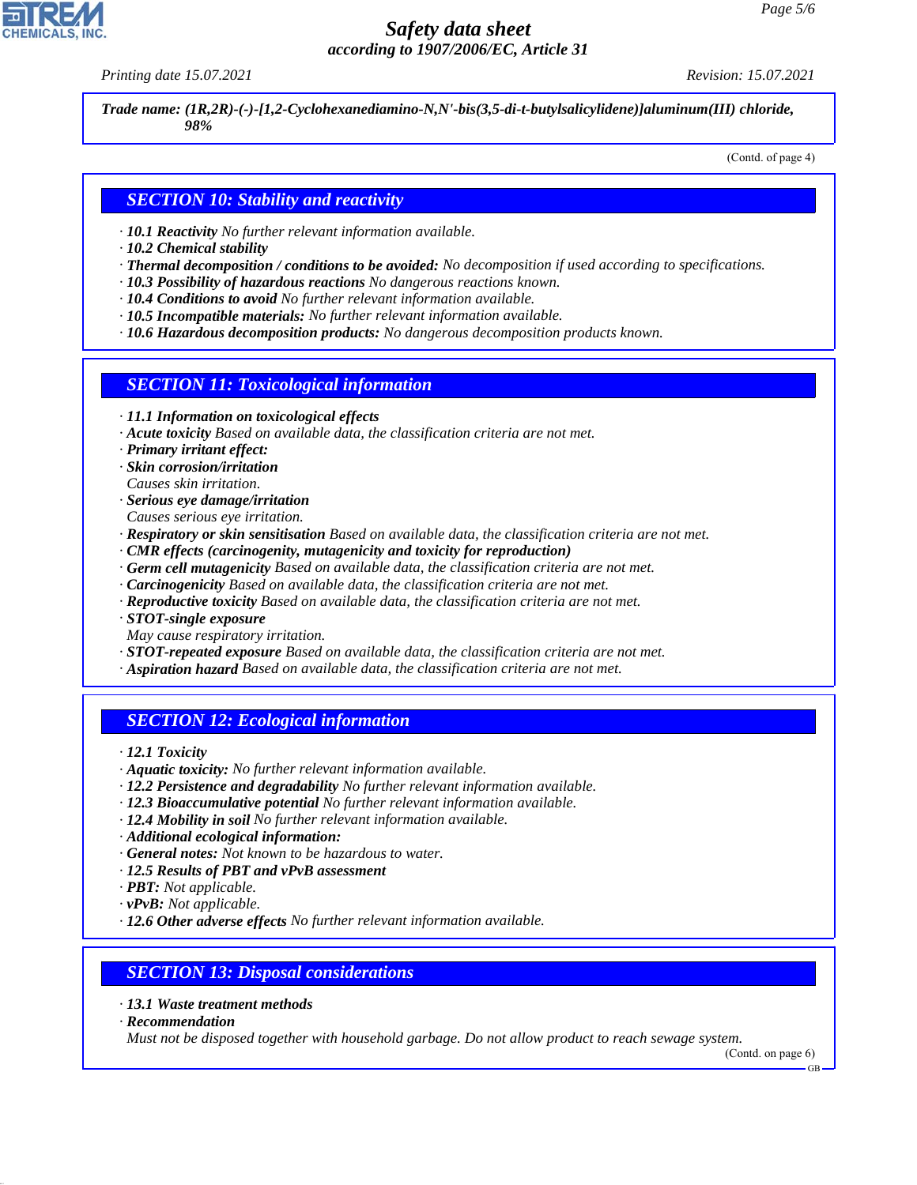**Trade name: (1R,2R)-(-)-[1,2-Cyclohexanediamino-N,N'-bis(3,5-di-t-butylsalicylidene)]aluminum(III) chloride, 98%**

(Contd. of page 4)

## SECTION 10: Stability and reactivity

- **10.1 Reactivity** No further relevant information available.
- **10.2 Chemical stability**
- **Thermal decomposition / conditions to be avoided:** No decomposition if used according to specifications.
- **10.3 Possibility of hazardous reactions** No dangerous reactions known.
- **10.4 Conditions to avoid** No further relevant information available.
- **10.5 Incompatible materials:** No further relevant information available.
- **10.6 Hazardous decomposition products:** No dangerous decomposition products known.

## SECTION 11: Toxicological information

- **11.1 Information on toxicological effects**
- **Acute toxicity** Based on available data, the classification criteria are not met.
- **Primary irritant effect:**
- **Skin corrosion/irritation**
  Causes skin irritation.
- **Serious eye damage/irritation**
  Causes serious eye irritation.
- **Respiratory or skin sensitisation** Based on available data, the classification criteria are not met.
- **CMR effects (carcinogenity, mutagenicity and toxicity for reproduction)**
- **Germ cell mutagenicity** Based on available data, the classification criteria are not met.
- **Carcinogenicity** Based on available data, the classification criteria are not met.
- **Reproductive toxicity** Based on available data, the classification criteria are not met.
- **STOT-single exposure**
  May cause respiratory irritation.
- **STOT-repeated exposure** Based on available data, the classification criteria are not met.
- **Aspiration hazard** Based on available data, the classification criteria are not met.

## SECTION 12: Ecological information

- **12.1 Toxicity**
- **Aquatic toxicity:** No further relevant information available.
- **12.2 Persistence and degradability** No further relevant information available.
- **12.3 Bioaccumulative potential** No further relevant information available.
- **12.4 Mobility in soil** No further relevant information available.
- **Additional ecological information:**
- **General notes:** Not known to be hazardous to water.
- **12.5 Results of PBT and vPvB assessment**
- **PBT:** Not applicable.
- **vPvB:** Not applicable.
- **12.6 Other adverse effects** No further relevant information available.

## SECTION 13: Disposal considerations

- **13.1 Waste treatment methods**
- **Recommendation**
  Must not be disposed together with household garbage. Do not allow product to reach sewage system.

(Contd. on page 6)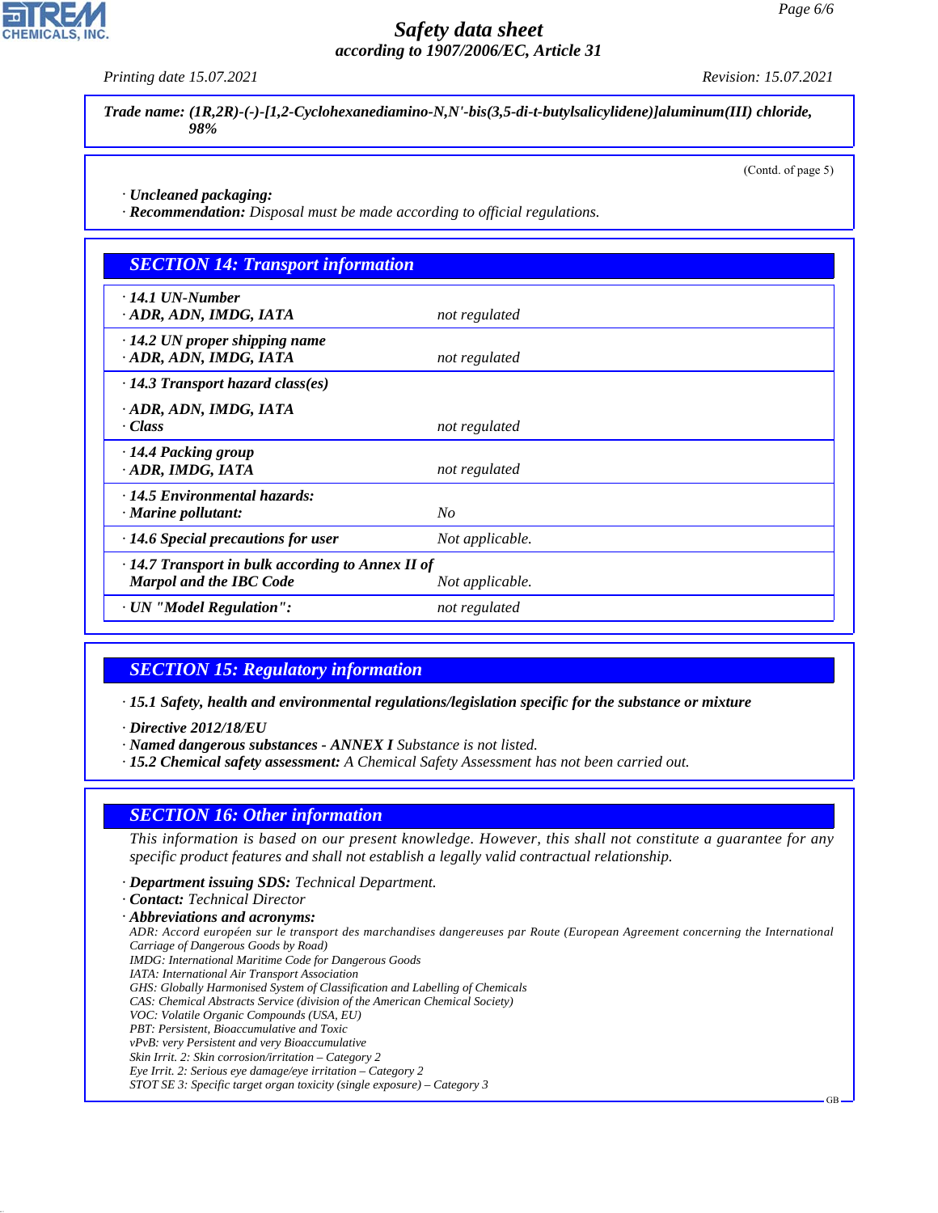Trade name: (1R,2R)-(-)-[1,2-Cyclohexanediamino-N,N'-bis(3,5-di-t-butylsalicylidene)]aluminum(III) chloride, 98%

(Contd. of page 5)

· **Uncleaned packaging:**
· **Recommendation:** Disposal must be made according to official regulations.

## SECTION 14: Transport information

| | |
|---|---|
| · **14.1 UN-Number**<br>· **ADR, ADN, IMDG, IATA** | not regulated |
| · **14.2 UN proper shipping name**<br>· **ADR, ADN, IMDG, IATA** | not regulated |
| · **14.3 Transport hazard class(es)**<br>· **ADR, ADN, IMDG, IATA**<br>· **Class** | not regulated |
| · **14.4 Packing group**<br>· **ADR, IMDG, IATA** | not regulated |
| · **14.5 Environmental hazards:**<br>· **Marine pollutant:** | No |
| · **14.6 Special precautions for user** | Not applicable. |
| · **14.7 Transport in bulk according to Annex II of Marpol and the IBC Code** | Not applicable. |
| · **UN "Model Regulation":** | not regulated |

## SECTION 15: Regulatory information

· **15.1 Safety, health and environmental regulations/legislation specific for the substance or mixture**

· **Directive 2012/18/EU**
· **Named dangerous substances - ANNEX I** Substance is not listed.
· **15.2 Chemical safety assessment:** A Chemical Safety Assessment has not been carried out.

## SECTION 16: Other information

This information is based on our present knowledge. However, this shall not constitute a guarantee for any specific product features and shall not establish a legally valid contractual relationship.

· **Department issuing SDS:** Technical Department.
· **Contact:** Technical Director
· **Abbreviations and acronyms:**
ADR: Accord européen sur le transport des marchandises dangereuses par Route (European Agreement concerning the International Carriage of Dangerous Goods by Road)
IMDG: International Maritime Code for Dangerous Goods
IATA: International Air Transport Association
GHS: Globally Harmonised System of Classification and Labelling of Chemicals
CAS: Chemical Abstracts Service (division of the American Chemical Society)
VOC: Volatile Organic Compounds (USA, EU)
PBT: Persistent, Bioaccumulative and Toxic
vPvB: very Persistent and very Bioaccumulative
Skin Irrit. 2: Skin corrosion/irritation – Category 2
Eye Irrit. 2: Serious eye damage/eye irritation – Category 2
STOT SE 3: Specific target organ toxicity (single exposure) – Category 3